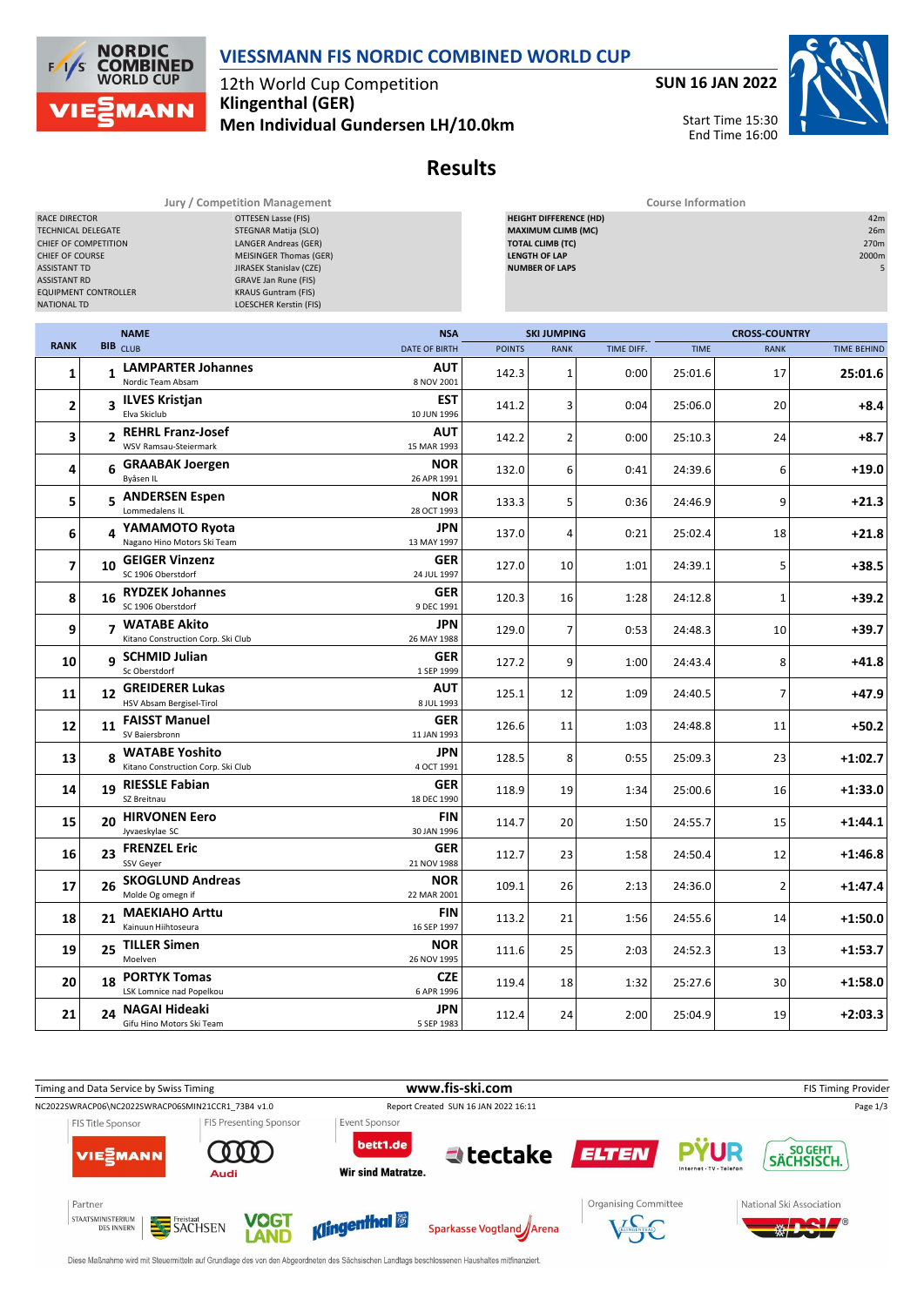# VIESSMANN FIS NORDIC COMBINED WORLD CUP

12th World Cup Competition
**Klingenthal (GER)**
**Men Individual Gundersen LH/10.0km**

**SUN 16 JAN 2022**

Start Time 15:30
End Time 16:00

## Results

| Jury / Competition Management | |
|---|---|
| RACE DIRECTOR | OTTESEN Lasse (FIS) |
| TECHNICAL DELEGATE | STEGNAR Matija (SLO) |
| CHIEF OF COMPETITION | LANGER Andreas (GER) |
| CHIEF OF COURSE | MEISINGER Thomas (GER) |
| ASSISTANT TD | JIRASEK Stanislav (CZE) |
| ASSISTANT RD | GRAVE Jan Rune (FIS) |
| EQUIPMENT CONTROLLER | KRAUS Guntram (FIS) |
| NATIONAL TD | LOESCHER Kerstin (FIS) |

| Course Information | |
|---|---|
| HEIGHT DIFFERENCE (HD) | 42m |
| MAXIMUM CLIMB (MC) | 26m |
| TOTAL CLIMB (TC) | 270m |
| LENGTH OF LAP | 2000m |
| NUMBER OF LAPS | 5 |

| RANK | BIB | NAME / CLUB | NSA / DATE OF BIRTH | SKI JUMPING | | | CROSS-COUNTRY | | |
|---|---|---|---|---|---|---|---|---|---|
| | | | | POINTS | RANK | TIME DIFF. | TIME | RANK | TIME BEHIND |
| 1 | 1 | **LAMPARTER Johannes** Nordic Team Absam | **AUT** 8 NOV 2001 | 142.3 | 1 | 0:00 | 25:01.6 | 17 | **25:01.6** |
| 2 | 3 | **ILVES Kristjan** Elva Skiclub | **EST** 10 JUN 1996 | 141.2 | 3 | 0:04 | 25:06.0 | 20 | **+8.4** |
| 3 | 2 | **REHRL Franz-Josef** WSV Ramsau-Steiermark | **AUT** 15 MAR 1993 | 142.2 | 2 | 0:00 | 25:10.3 | 24 | **+8.7** |
| 4 | 6 | **GRAABAK Joergen** Byåsen IL | **NOR** 26 APR 1991 | 132.0 | 6 | 0:41 | 24:39.6 | 6 | **+19.0** |
| 5 | 5 | **ANDERSEN Espen** Lommedalens IL | **NOR** 28 OCT 1993 | 133.3 | 5 | 0:36 | 24:46.9 | 9 | **+21.3** |
| 6 | 4 | **YAMAMOTO Ryota** Nagano Hino Motors Ski Team | **JPN** 13 MAY 1997 | 137.0 | 4 | 0:21 | 25:02.4 | 18 | **+21.8** |
| 7 | 10 | **GEIGER Vinzenz** SC 1906 Oberstdorf | **GER** 24 JUL 1997 | 127.0 | 10 | 1:01 | 24:39.1 | 5 | **+38.5** |
| 8 | 16 | **RYDZEK Johannes** SC 1906 Oberstdorf | **GER** 9 DEC 1991 | 120.3 | 16 | 1:28 | 24:12.8 | 1 | **+39.2** |
| 9 | 7 | **WATABE Akito** Kitano Construction Corp. Ski Club | **JPN** 26 MAY 1988 | 129.0 | 7 | 0:53 | 24:48.3 | 10 | **+39.7** |
| 10 | 9 | **SCHMID Julian** Sc Oberstdorf | **GER** 1 SEP 1999 | 127.2 | 9 | 1:00 | 24:43.4 | 8 | **+41.8** |
| 11 | 12 | **GREIDERER Lukas** HSV Absam Bergisel-Tirol | **AUT** 8 JUL 1993 | 125.1 | 12 | 1:09 | 24:40.5 | 7 | **+47.9** |
| 12 | 11 | **FAISST Manuel** SV Baiersbronn | **GER** 11 JAN 1993 | 126.6 | 11 | 1:03 | 24:48.8 | 11 | **+50.2** |
| 13 | 8 | **WATABE Yoshito** Kitano Construction Corp. Ski Club | **JPN** 4 OCT 1991 | 128.5 | 8 | 0:55 | 25:09.3 | 23 | **+1:02.7** |
| 14 | 19 | **RIESSLE Fabian** SZ Breitnau | **GER** 18 DEC 1990 | 118.9 | 19 | 1:34 | 25:00.6 | 16 | **+1:33.0** |
| 15 | 20 | **HIRVONEN Eero** Jyvaeskylae SC | **FIN** 30 JAN 1996 | 114.7 | 20 | 1:50 | 24:55.7 | 15 | **+1:44.1** |
| 16 | 23 | **FRENZEL Eric** SSV Geyer | **GER** 21 NOV 1988 | 112.7 | 23 | 1:58 | 24:50.4 | 12 | **+1:46.8** |
| 17 | 26 | **SKOGLUND Andreas** Molde Og omegn if | **NOR** 22 MAR 2001 | 109.1 | 26 | 2:13 | 24:36.0 | 2 | **+1:47.4** |
| 18 | 21 | **MAEKIAHO Arttu** Kainuun Hiihtoseura | **FIN** 16 SEP 1997 | 113.2 | 21 | 1:56 | 24:55.6 | 14 | **+1:50.0** |
| 19 | 25 | **TILLER Simen** Moelven | **NOR** 26 NOV 1995 | 111.6 | 25 | 2:03 | 24:52.3 | 13 | **+1:53.7** |
| 20 | 18 | **PORTYK Tomas** LSK Lomnice nad Popelkou | **CZE** 6 APR 1996 | 119.4 | 18 | 1:32 | 25:27.6 | 30 | **+1:58.0** |
| 21 | 24 | **NAGAI Hideaki** Gifu Hino Motors Ski Team | **JPN** 5 SEP 1983 | 112.4 | 24 | 2:00 | 25:04.9 | 19 | **+2:03.3** |

Timing and Data Service by Swiss Timing — www.fis-ski.com — FIS Timing Provider

NC2022SWRACP06\NC2022SWRACP06SMIN21CCR1_73B4 v1.0 — Report Created SUN 16 JAN 2022 16:11

FIS Title Sponsor: VIESSMANN | FIS Presenting Sponsor: Audi | Event Sponsor: bett1.de Wir sind Matratze., tectake, ELTEN, PŸUR, SO GEHT SÄCHSISCH.

Partner: Staatsministerium des Innern, Freistaat Sachsen, Vogtland, Klingenthal, Sparkasse Vogtland Arena | Organising Committee: VSC Klingenthal | National Ski Association: DSV

Diese Maßnahme wird mit Steuermitteln auf Grundlage des von den Abgeordneten des Sächsischen Landtags beschlossenen Haushaltes mitfinanziert.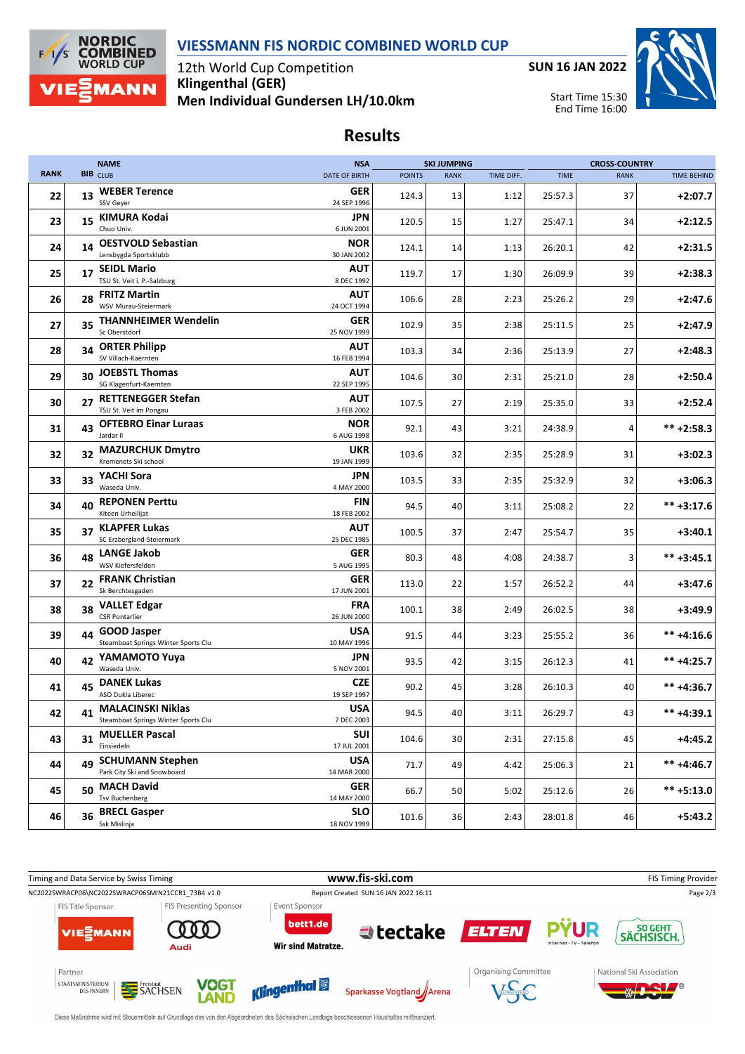# VIESSMANN FIS NORDIC COMBINED WORLD CUP

12th World Cup Competition
**Klingenthal (GER)**
**Men Individual Gundersen LH/10.0km**

**SUN 16 JAN 2022**

Start Time 15:30
End Time 16:00

## Results

| RANK | BIB | NAME / CLUB | NSA / DATE OF BIRTH | SKI JUMPING | | | CROSS-COUNTRY | | |
|---|---|---|---|---|---|---|---|---|---|
| | | | | POINTS | RANK | TIME DIFF. | TIME | RANK | TIME BEHIND |
| 22 | 13 | **WEBER Terence** SSV Geyer | **GER** 24 SEP 1996 | 124.3 | 13 | 1:12 | 25:57.3 | 37 | **+2:07.7** |
| 23 | 15 | **KIMURA Kodai** Chuo Univ. | **JPN** 6 JUN 2001 | 120.5 | 15 | 1:27 | 25:47.1 | 34 | **+2:12.5** |
| 24 | 14 | **OESTVOLD Sebastian** Lensbygda Sportsklubb | **NOR** 30 JAN 2002 | 124.1 | 14 | 1:13 | 26:20.1 | 42 | **+2:31.5** |
| 25 | 17 | **SEIDL Mario** TSU St. Veit i. P.-Salzburg | **AUT** 8 DEC 1992 | 119.7 | 17 | 1:30 | 26:09.9 | 39 | **+2:38.3** |
| 26 | 28 | **FRITZ Martin** WSV Murau-Steiermark | **AUT** 24 OCT 1994 | 106.6 | 28 | 2:23 | 25:26.2 | 29 | **+2:47.6** |
| 27 | 35 | **THANNHEIMER Wendelin** Sc Oberstdorf | **GER** 25 NOV 1999 | 102.9 | 35 | 2:38 | 25:11.5 | 25 | **+2:47.9** |
| 28 | 34 | **ORTER Philipp** SV Villach-Kaernten | **AUT** 16 FEB 1994 | 103.3 | 34 | 2:36 | 25:13.9 | 27 | **+2:48.3** |
| 29 | 30 | **JOEBSTL Thomas** SG Klagenfurt-Kaernten | **AUT** 22 SEP 1995 | 104.6 | 30 | 2:31 | 25:21.0 | 28 | **+2:50.4** |
| 30 | 27 | **RETTENEGGER Stefan** TSU St. Veit im Pongau | **AUT** 3 FEB 2002 | 107.5 | 27 | 2:19 | 25:35.0 | 33 | **+2:52.4** |
| 31 | 43 | **OFTEBRO Einar Luraas** Jardar II | **NOR** 6 AUG 1998 | 92.1 | 43 | 3:21 | 24:38.9 | 4 | **\*\* +2:58.3** |
| 32 | 32 | **MAZURCHUK Dmytro** Kremenets Ski school | **UKR** 19 JAN 1999 | 103.6 | 32 | 2:35 | 25:28.9 | 31 | **+3:02.3** |
| 33 | 33 | **YACHI Sora** Waseda Univ. | **JPN** 4 MAY 2000 | 103.5 | 33 | 2:35 | 25:32.9 | 32 | **+3:06.3** |
| 34 | 40 | **REPONEN Perttu** Kiteen Urheilijat | **FIN** 18 FEB 2002 | 94.5 | 40 | 3:11 | 25:08.2 | 22 | **\*\* +3:17.6** |
| 35 | 37 | **KLAPFER Lukas** SC Erzbergland-Steiermark | **AUT** 25 DEC 1985 | 100.5 | 37 | 2:47 | 25:54.7 | 35 | **+3:40.1** |
| 36 | 48 | **LANGE Jakob** WSV Kiefersfelden | **GER** 5 AUG 1995 | 80.3 | 48 | 4:08 | 24:38.7 | 3 | **\*\* +3:45.1** |
| 37 | 22 | **FRANK Christian** Sk Berchtesgaden | **GER** 17 JUN 2001 | 113.0 | 22 | 1:57 | 26:52.2 | 44 | **+3:47.6** |
| 38 | 38 | **VALLET Edgar** CSR Pontarlier | **FRA** 26 JUN 2000 | 100.1 | 38 | 2:49 | 26:02.5 | 38 | **+3:49.9** |
| 39 | 44 | **GOOD Jasper** Steamboat Springs Winter Sports Clu | **USA** 10 MAY 1996 | 91.5 | 44 | 3:23 | 25:55.2 | 36 | **\*\* +4:16.6** |
| 40 | 42 | **YAMAMOTO Yuya** Waseda Univ. | **JPN** 5 NOV 2001 | 93.5 | 42 | 3:15 | 26:12.3 | 41 | **\*\* +4:25.7** |
| 41 | 45 | **DANEK Lukas** ASO Dukla Liberec | **CZE** 19 SEP 1997 | 90.2 | 45 | 3:28 | 26:10.3 | 40 | **\*\* +4:36.7** |
| 42 | 41 | **MALACINSKI Niklas** Steamboat Springs Winter Sports Clu | **USA** 7 DEC 2003 | 94.5 | 40 | 3:11 | 26:29.7 | 43 | **\*\* +4:39.1** |
| 43 | 31 | **MUELLER Pascal** Einsiedeln | **SUI** 17 JUL 2001 | 104.6 | 30 | 2:31 | 27:15.8 | 45 | **+4:45.2** |
| 44 | 49 | **SCHUMANN Stephen** Park City Ski and Snowboard | **USA** 14 MAR 2000 | 71.7 | 49 | 4:42 | 25:06.3 | 21 | **\*\* +4:46.7** |
| 45 | 50 | **MACH David** Tsv Buchenberg | **GER** 14 MAY 2000 | 66.7 | 50 | 5:02 | 25:12.6 | 26 | **\*\* +5:13.0** |
| 46 | 36 | **BRECL Gasper** Ssk Mislinja | **SLO** 18 NOV 1999 | 101.6 | 36 | 2:43 | 28:01.8 | 46 | **+5:43.2** |

Timing and Data Service by Swiss Timing — www.fis-ski.com — FIS Timing Provider

NC2022SWRACP06\NC2022SWRACP06SMIN21CCR1_73B4 v1.0 — Report Created SUN 16 JAN 2022 16:11

FIS Title Sponsor: VIESSMANN | FIS Presenting Sponsor: Audi | Event Sponsor: bett1.de Wir sind Matratze., tectake, ELTEN, PŸUR Internet · TV · Telefon, SO GEHT SÄCHSISCH.

Partner: Staatsministerium des Innern, Freistaat Sachsen, Vogtland, Klingenthal, Sparkasse Vogtland Arena | Organising Committee: VSC Klingenthal | National Ski Association: DSV

Diese Maßnahme wird mit Steuermitteln auf Grundlage des von den Abgeordneten des Sächsischen Landtags beschlossenen Haushaltes mitfinanziert.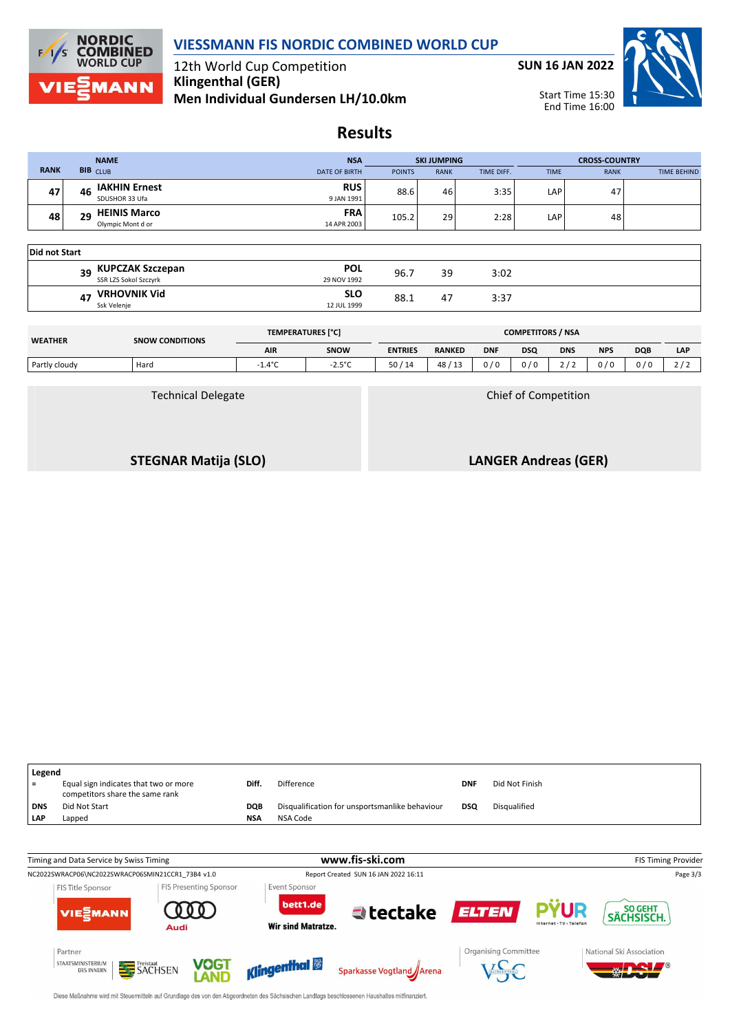# VIESSMANN FIS NORDIC COMBINED WORLD CUP

12th World Cup Competition
**Klingenthal (GER)**
**Men Individual Gundersen LH/10.0km**

**SUN 16 JAN 2022**
Start Time 15:30
End Time 16:00

## Results

| RANK | BIB | NAME / CLUB | NSA / DATE OF BIRTH | SKI JUMPING POINTS | SKI JUMPING RANK | SKI JUMPING TIME DIFF. | CROSS-COUNTRY TIME | CROSS-COUNTRY RANK | CROSS-COUNTRY TIME BEHIND |
|---|---|---|---|---|---|---|---|---|---|
| 47 | 46 | **IAKHIN Ernest** SDUSHOR 33 Ufa | **RUS** 9 JAN 1991 | 88.6 | 46 | 3:35 | LAP | 47 | |
| 48 | 29 | **HEINIS Marco** Olympic Mont d or | **FRA** 14 APR 2003 | 105.2 | 29 | 2:28 | LAP | 48 | |

**Did not Start**

| BIB | NAME / CLUB | NSA / DATE OF BIRTH | POINTS | RANK | TIME DIFF. |
|---|---|---|---|---|---|
| 39 | **KUPCZAK Szczepan** SSR LZS Sokol Szczyrk | **POL** 29 NOV 1992 | 96.7 | 39 | 3:02 |
| 47 | **VRHOVNIK Vid** Ssk Velenje | **SLO** 12 JUL 1999 | 88.1 | 47 | 3:37 |

| WEATHER | SNOW CONDITIONS | TEMPERATURES [°C] AIR | TEMPERATURES [°C] SNOW | ENTRIES | RANKED | DNF | DSQ | DNS | NPS | DQB | LAP |
|---|---|---|---|---|---|---|---|---|---|---|---|
| Partly cloudy | Hard | -1.4°C | -2.5°C | 50 / 14 | 48 / 13 | 0 / 0 | 0 / 0 | 2 / 2 | 0 / 0 | 0 / 0 | 2 / 2 |

| Technical Delegate | Chief of Competition |
|---|---|
| **STEGNAR Matija (SLO)** | **LANGER Andreas (GER)** |

**Legend**

| | | | | | |
|---|---|---|---|---|---|
| = | Equal sign indicates that two or more competitors share the same rank | Diff. | Difference | DNF | Did Not Finish |
| DNS | Did Not Start | DQB | Disqualification for unsportsmanlike behaviour | DSQ | Disqualified |
| LAP | Lapped | NSA | NSA Code | | |

Timing and Data Service by Swiss Timing
www.fis-ski.com
FIS Timing Provider
NC2022SWRACP06\NC2022SWRACP06SMIN21CCR1_73B4 v1.0
Report Created SUN 16 JAN 2022 16:11

FIS Title Sponsor | FIS Presenting Sponsor | Event Sponsor
Partner | Organising Committee | National Ski Association

Diese Maßnahme wird mit Steuermitteln auf Grundlage des von den Abgeordneten des Sächsischen Landtags beschlossenen Haushaltes mitfinanziert.